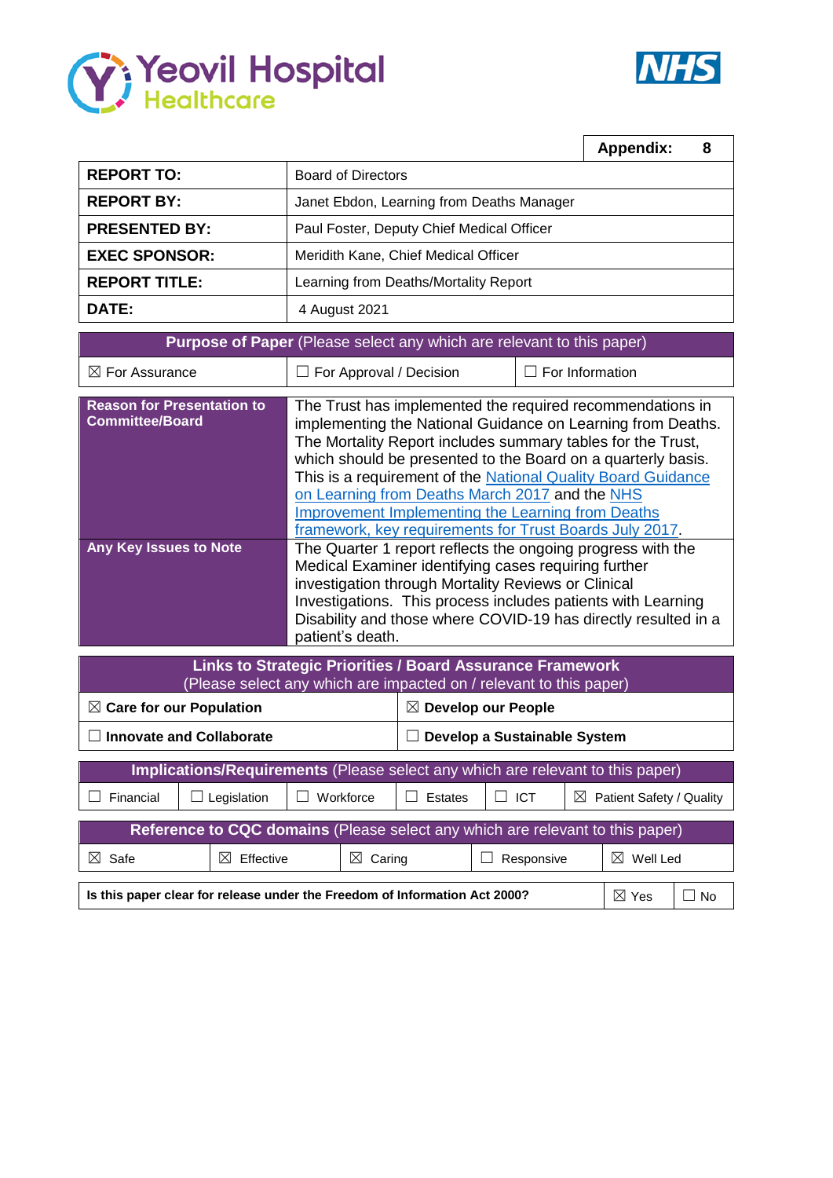Yeovil Hospital Healthcare

NHS

| | Appendix: 8 |
|---|---|
| **REPORT TO:** | Board of Directors |
| **REPORT BY:** | Janet Ebdon, Learning from Deaths Manager |
| **PRESENTED BY:** | Paul Foster, Deputy Chief Medical Officer |
| **EXEC SPONSOR:** | Meridith Kane, Chief Medical Officer |
| **REPORT TITLE:** | Learning from Deaths/Mortality Report |
| **DATE:** | 4 August 2021 |

| **Purpose of Paper** (Please select any which are relevant to this paper) | | |
|---|---|---|
| ☒ For Assurance | ☐ For Approval / Decision | ☐ For Information |

| | |
|---|---|
| **Reason for Presentation to Committee/Board** | The Trust has implemented the required recommendations in implementing the National Guidance on Learning from Deaths. The Mortality Report includes summary tables for the Trust, which should be presented to the Board on a quarterly basis. This is a requirement of the National Quality Board Guidance on Learning from Deaths March 2017 and the NHS Improvement Implementing the Learning from Deaths framework, key requirements for Trust Boards July 2017. |
| **Any Key Issues to Note** | The Quarter 1 report reflects the ongoing progress with the Medical Examiner identifying cases requiring further investigation through Mortality Reviews or Clinical Investigations. This process includes patients with Learning Disability and those where COVID-19 has directly resulted in a patient's death. |

| **Links to Strategic Priorities / Board Assurance Framework** (Please select any which are impacted on / relevant to this paper) | |
|---|---|
| ☒ **Care for our Population** | ☒ **Develop our People** |
| ☐ **Innovate and Collaborate** | ☐ **Develop a Sustainable System** |

| **Implications/Requirements** (Please select any which are relevant to this paper) | | | | | |
|---|---|---|---|---|---|
| ☐ Financial | ☐ Legislation | ☐ Workforce | ☐ Estates | ☐ ICT | ☒ Patient Safety / Quality |

| **Reference to CQC domains** (Please select any which are relevant to this paper) | | | | |
|---|---|---|---|---|
| ☒ Safe | ☒ Effective | ☒ Caring | ☐ Responsive | ☒ Well Led |

| **Is this paper clear for release under the Freedom of Information Act 2000?** | ☒ Yes | ☐ No |
|---|---|---|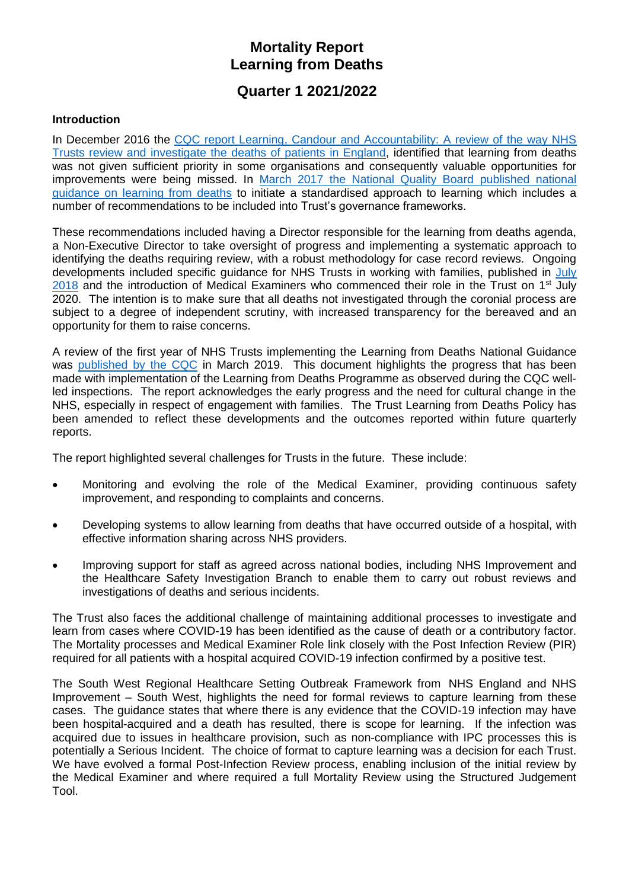# Mortality Report
# Learning from Deaths

## Quarter 1 2021/2022

### Introduction

In December 2016 the [CQC report Learning, Candour and Accountability: A review of the way NHS Trusts review and investigate the deaths of patients in England](), identified that learning from deaths was not given sufficient priority in some organisations and consequently valuable opportunities for improvements were being missed. In [March 2017 the National Quality Board published national guidance on learning from deaths]() to initiate a standardised approach to learning which includes a number of recommendations to be included into Trust's governance frameworks.

These recommendations included having a Director responsible for the learning from deaths agenda, a Non-Executive Director to take oversight of progress and implementing a systematic approach to identifying the deaths requiring review, with a robust methodology for case record reviews. Ongoing developments included specific guidance for NHS Trusts in working with families, published in [July 2018]() and the introduction of Medical Examiners who commenced their role in the Trust on 1st July 2020. The intention is to make sure that all deaths not investigated through the coronial process are subject to a degree of independent scrutiny, with increased transparency for the bereaved and an opportunity for them to raise concerns.

A review of the first year of NHS Trusts implementing the Learning from Deaths National Guidance was [published by the CQC]() in March 2019. This document highlights the progress that has been made with implementation of the Learning from Deaths Programme as observed during the CQC well-led inspections. The report acknowledges the early progress and the need for cultural change in the NHS, especially in respect of engagement with families. The Trust Learning from Deaths Policy has been amended to reflect these developments and the outcomes reported within future quarterly reports.

The report highlighted several challenges for Trusts in the future. These include:

- Monitoring and evolving the role of the Medical Examiner, providing continuous safety improvement, and responding to complaints and concerns.
- Developing systems to allow learning from deaths that have occurred outside of a hospital, with effective information sharing across NHS providers.
- Improving support for staff as agreed across national bodies, including NHS Improvement and the Healthcare Safety Investigation Branch to enable them to carry out robust reviews and investigations of deaths and serious incidents.

The Trust also faces the additional challenge of maintaining additional processes to investigate and learn from cases where COVID-19 has been identified as the cause of death or a contributory factor. The Mortality processes and Medical Examiner Role link closely with the Post Infection Review (PIR) required for all patients with a hospital acquired COVID-19 infection confirmed by a positive test.

The South West Regional Healthcare Setting Outbreak Framework from NHS England and NHS Improvement – South West, highlights the need for formal reviews to capture learning from these cases. The guidance states that where there is any evidence that the COVID-19 infection may have been hospital-acquired and a death has resulted, there is scope for learning. If the infection was acquired due to issues in healthcare provision, such as non-compliance with IPC processes this is potentially a Serious Incident. The choice of format to capture learning was a decision for each Trust. We have evolved a formal Post-Infection Review process, enabling inclusion of the initial review by the Medical Examiner and where required a full Mortality Review using the Structured Judgement Tool.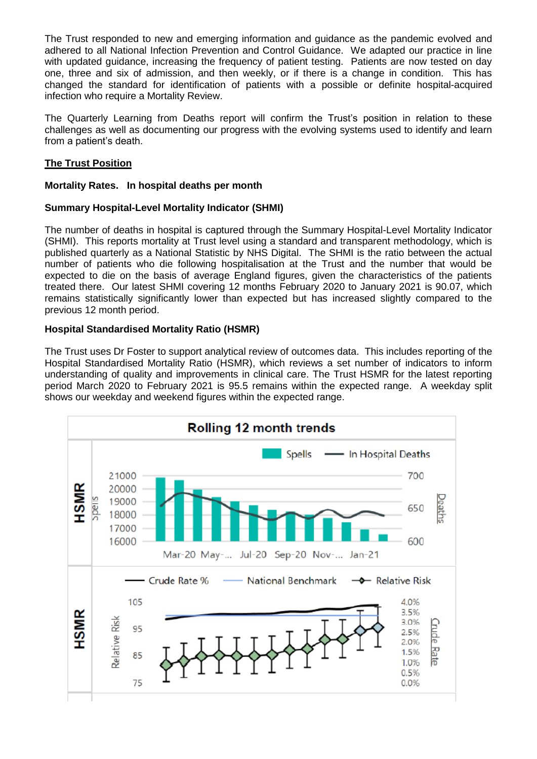The Trust responded to new and emerging information and guidance as the pandemic evolved and adhered to all National Infection Prevention and Control Guidance. We adapted our practice in line with updated guidance, increasing the frequency of patient testing. Patients are now tested on day one, three and six of admission, and then weekly, or if there is a change in condition. This has changed the standard for identification of patients with a possible or definite hospital-acquired infection who require a Mortality Review.

The Quarterly Learning from Deaths report will confirm the Trust's position in relation to these challenges as well as documenting our progress with the evolving systems used to identify and learn from a patient's death.

## The Trust Position

**Mortality Rates. In hospital deaths per month**

### Summary Hospital-Level Mortality Indicator (SHMI)

The number of deaths in hospital is captured through the Summary Hospital-Level Mortality Indicator (SHMI). This reports mortality at Trust level using a standard and transparent methodology, which is published quarterly as a National Statistic by NHS Digital. The SHMI is the ratio between the actual number of patients who die following hospitalisation at the Trust and the number that would be expected to die on the basis of average England figures, given the characteristics of the patients treated there. Our latest SHMI covering 12 months February 2020 to January 2021 is 90.07, which remains statistically significantly lower than expected but has increased slightly compared to the previous 12 month period.

### Hospital Standardised Mortality Ratio (HSMR)

The Trust uses Dr Foster to support analytical review of outcomes data. This includes reporting of the Hospital Standardised Mortality Ratio (HSMR), which reviews a set number of indicators to inform understanding of quality and improvements in clinical care. The Trust HSMR for the latest reporting period March 2020 to February 2021 is 95.5 remains within the expected range. A weekday split shows our weekday and weekend figures within the expected range.

**Rolling 12 month trends**

HSMR — Spells / In Hospital Deaths (Spells axis: 16000–21000; Deaths axis: 600–700; Mar-20, May-..., Jul-20, Sep-20, Nov-..., Jan-21)

HSMR — Crude Rate % / National Benchmark / Relative Risk (Relative Risk axis: 75–105; Crude Rate axis: 0.0%–4.0%)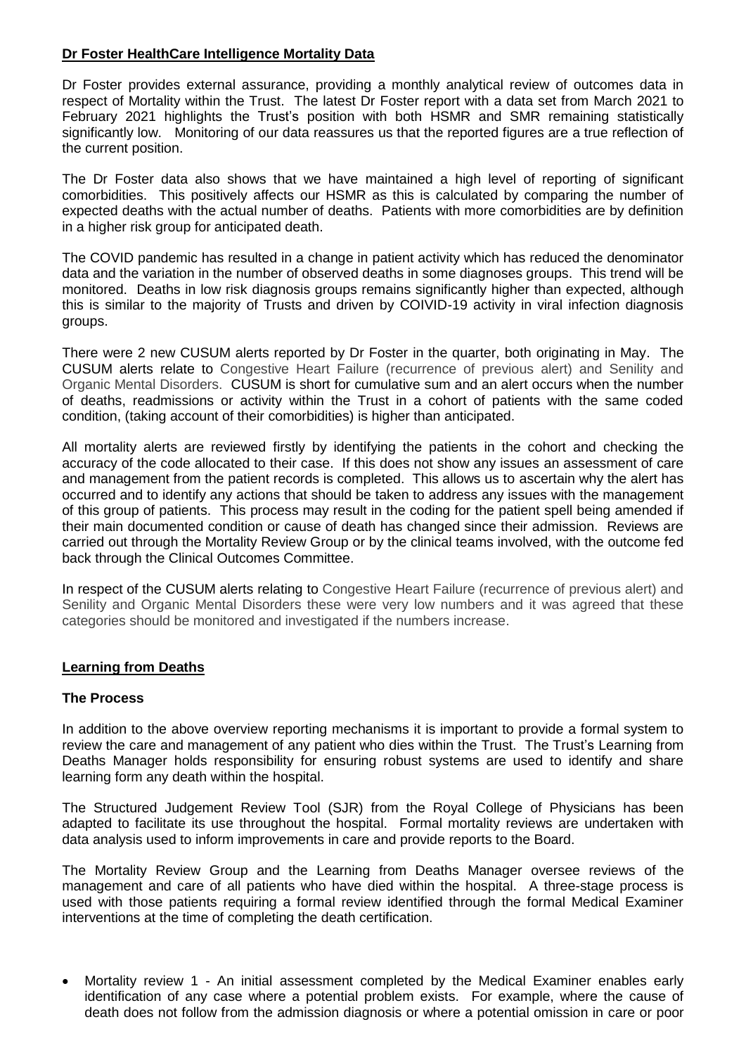**Dr Foster HealthCare Intelligence Mortality Data**

Dr Foster provides external assurance, providing a monthly analytical review of outcomes data in respect of Mortality within the Trust. The latest Dr Foster report with a data set from March 2021 to February 2021 highlights the Trust's position with both HSMR and SMR remaining statistically significantly low. Monitoring of our data reassures us that the reported figures are a true reflection of the current position.

The Dr Foster data also shows that we have maintained a high level of reporting of significant comorbidities. This positively affects our HSMR as this is calculated by comparing the number of expected deaths with the actual number of deaths. Patients with more comorbidities are by definition in a higher risk group for anticipated death.

The COVID pandemic has resulted in a change in patient activity which has reduced the denominator data and the variation in the number of observed deaths in some diagnoses groups. This trend will be monitored. Deaths in low risk diagnosis groups remains significantly higher than expected, although this is similar to the majority of Trusts and driven by COIVID-19 activity in viral infection diagnosis groups.

There were 2 new CUSUM alerts reported by Dr Foster in the quarter, both originating in May. The CUSUM alerts relate to Congestive Heart Failure (recurrence of previous alert) and Senility and Organic Mental Disorders. CUSUM is short for cumulative sum and an alert occurs when the number of deaths, readmissions or activity within the Trust in a cohort of patients with the same coded condition, (taking account of their comorbidities) is higher than anticipated.

All mortality alerts are reviewed firstly by identifying the patients in the cohort and checking the accuracy of the code allocated to their case. If this does not show any issues an assessment of care and management from the patient records is completed. This allows us to ascertain why the alert has occurred and to identify any actions that should be taken to address any issues with the management of this group of patients. This process may result in the coding for the patient spell being amended if their main documented condition or cause of death has changed since their admission. Reviews are carried out through the Mortality Review Group or by the clinical teams involved, with the outcome fed back through the Clinical Outcomes Committee.

In respect of the CUSUM alerts relating to Congestive Heart Failure (recurrence of previous alert) and Senility and Organic Mental Disorders these were very low numbers and it was agreed that these categories should be monitored and investigated if the numbers increase.

**Learning from Deaths**

**The Process**

In addition to the above overview reporting mechanisms it is important to provide a formal system to review the care and management of any patient who dies within the Trust. The Trust's Learning from Deaths Manager holds responsibility for ensuring robust systems are used to identify and share learning form any death within the hospital.

The Structured Judgement Review Tool (SJR) from the Royal College of Physicians has been adapted to facilitate its use throughout the hospital. Formal mortality reviews are undertaken with data analysis used to inform improvements in care and provide reports to the Board.

The Mortality Review Group and the Learning from Deaths Manager oversee reviews of the management and care of all patients who have died within the hospital. A three-stage process is used with those patients requiring a formal review identified through the formal Medical Examiner interventions at the time of completing the death certification.

- Mortality review 1 - An initial assessment completed by the Medical Examiner enables early identification of any case where a potential problem exists. For example, where the cause of death does not follow from the admission diagnosis or where a potential omission in care or poor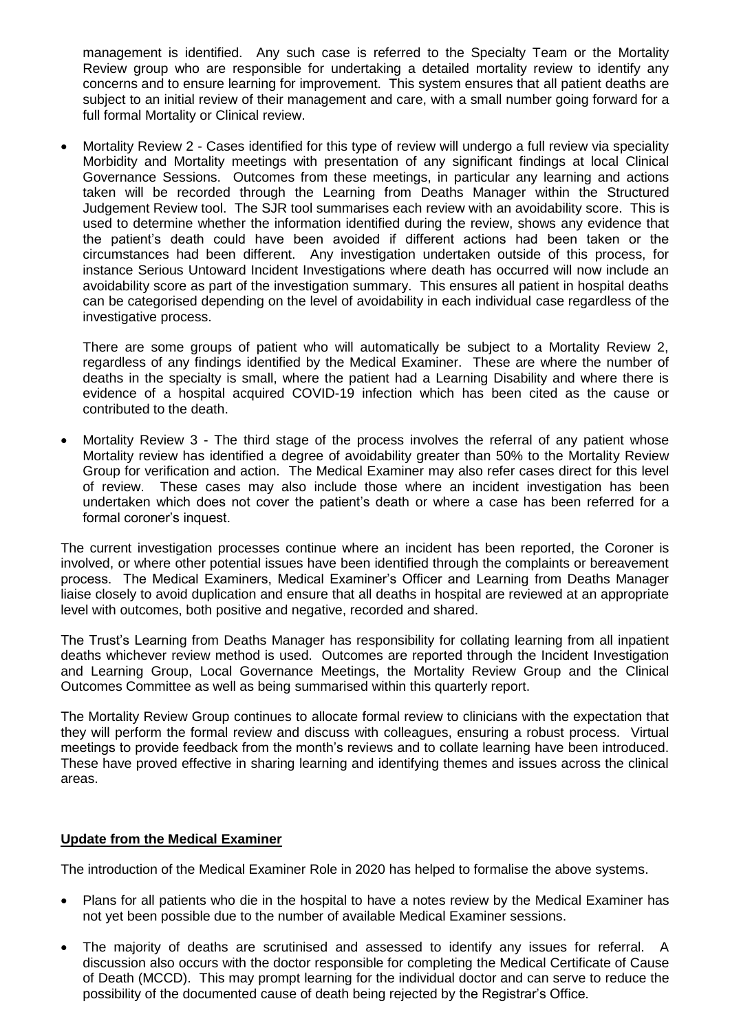management is identified. Any such case is referred to the Specialty Team or the Mortality Review group who are responsible for undertaking a detailed mortality review to identify any concerns and to ensure learning for improvement. This system ensures that all patient deaths are subject to an initial review of their management and care, with a small number going forward for a full formal Mortality or Clinical review.

- Mortality Review 2 - Cases identified for this type of review will undergo a full review via speciality Morbidity and Mortality meetings with presentation of any significant findings at local Clinical Governance Sessions. Outcomes from these meetings, in particular any learning and actions taken will be recorded through the Learning from Deaths Manager within the Structured Judgement Review tool. The SJR tool summarises each review with an avoidability score. This is used to determine whether the information identified during the review, shows any evidence that the patient's death could have been avoided if different actions had been taken or the circumstances had been different. Any investigation undertaken outside of this process, for instance Serious Untoward Incident Investigations where death has occurred will now include an avoidability score as part of the investigation summary. This ensures all patient in hospital deaths can be categorised depending on the level of avoidability in each individual case regardless of the investigative process.

  There are some groups of patient who will automatically be subject to a Mortality Review 2, regardless of any findings identified by the Medical Examiner. These are where the number of deaths in the specialty is small, where the patient had a Learning Disability and where there is evidence of a hospital acquired COVID-19 infection which has been cited as the cause or contributed to the death.

- Mortality Review 3 - The third stage of the process involves the referral of any patient whose Mortality review has identified a degree of avoidability greater than 50% to the Mortality Review Group for verification and action. The Medical Examiner may also refer cases direct for this level of review. These cases may also include those where an incident investigation has been undertaken which does not cover the patient's death or where a case has been referred for a formal coroner's inquest.

The current investigation processes continue where an incident has been reported, the Coroner is involved, or where other potential issues have been identified through the complaints or bereavement process. The Medical Examiners, Medical Examiner's Officer and Learning from Deaths Manager liaise closely to avoid duplication and ensure that all deaths in hospital are reviewed at an appropriate level with outcomes, both positive and negative, recorded and shared.

The Trust's Learning from Deaths Manager has responsibility for collating learning from all inpatient deaths whichever review method is used. Outcomes are reported through the Incident Investigation and Learning Group, Local Governance Meetings, the Mortality Review Group and the Clinical Outcomes Committee as well as being summarised within this quarterly report.

The Mortality Review Group continues to allocate formal review to clinicians with the expectation that they will perform the formal review and discuss with colleagues, ensuring a robust process. Virtual meetings to provide feedback from the month's reviews and to collate learning have been introduced. These have proved effective in sharing learning and identifying themes and issues across the clinical areas.

## Update from the Medical Examiner

The introduction of the Medical Examiner Role in 2020 has helped to formalise the above systems.

- Plans for all patients who die in the hospital to have a notes review by the Medical Examiner has not yet been possible due to the number of available Medical Examiner sessions.
- The majority of deaths are scrutinised and assessed to identify any issues for referral. A discussion also occurs with the doctor responsible for completing the Medical Certificate of Cause of Death (MCCD). This may prompt learning for the individual doctor and can serve to reduce the possibility of the documented cause of death being rejected by the Registrar's Office.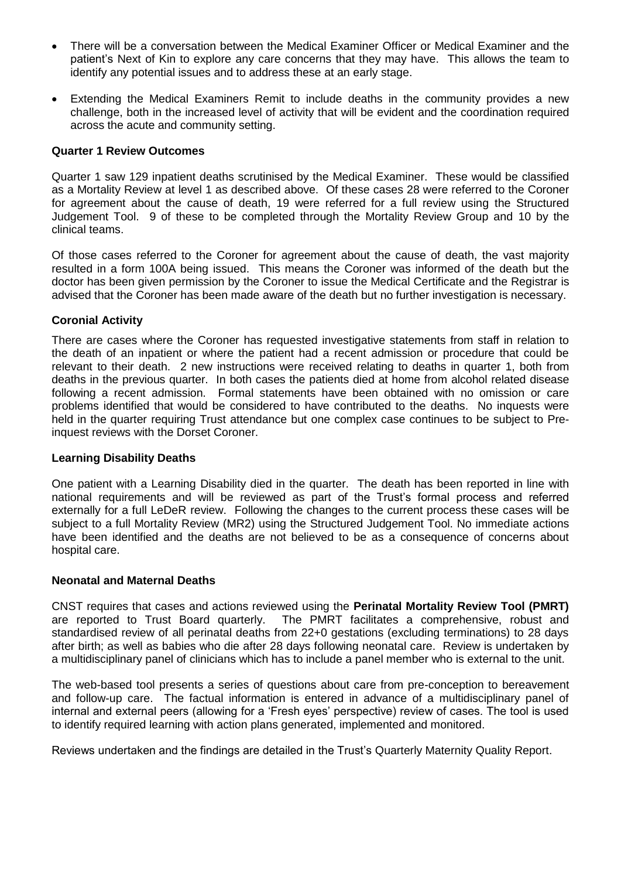- There will be a conversation between the Medical Examiner Officer or Medical Examiner and the patient's Next of Kin to explore any care concerns that they may have. This allows the team to identify any potential issues and to address these at an early stage.
- Extending the Medical Examiners Remit to include deaths in the community provides a new challenge, both in the increased level of activity that will be evident and the coordination required across the acute and community setting.

**Quarter 1 Review Outcomes**

Quarter 1 saw 129 inpatient deaths scrutinised by the Medical Examiner. These would be classified as a Mortality Review at level 1 as described above. Of these cases 28 were referred to the Coroner for agreement about the cause of death, 19 were referred for a full review using the Structured Judgement Tool. 9 of these to be completed through the Mortality Review Group and 10 by the clinical teams.

Of those cases referred to the Coroner for agreement about the cause of death, the vast majority resulted in a form 100A being issued. This means the Coroner was informed of the death but the doctor has been given permission by the Coroner to issue the Medical Certificate and the Registrar is advised that the Coroner has been made aware of the death but no further investigation is necessary.

**Coronial Activity**

There are cases where the Coroner has requested investigative statements from staff in relation to the death of an inpatient or where the patient had a recent admission or procedure that could be relevant to their death. 2 new instructions were received relating to deaths in quarter 1, both from deaths in the previous quarter. In both cases the patients died at home from alcohol related disease following a recent admission. Formal statements have been obtained with no omission or care problems identified that would be considered to have contributed to the deaths. No inquests were held in the quarter requiring Trust attendance but one complex case continues to be subject to Pre-inquest reviews with the Dorset Coroner.

**Learning Disability Deaths**

One patient with a Learning Disability died in the quarter. The death has been reported in line with national requirements and will be reviewed as part of the Trust's formal process and referred externally for a full LeDeR review. Following the changes to the current process these cases will be subject to a full Mortality Review (MR2) using the Structured Judgement Tool. No immediate actions have been identified and the deaths are not believed to be as a consequence of concerns about hospital care.

**Neonatal and Maternal Deaths**

CNST requires that cases and actions reviewed using the **Perinatal Mortality Review Tool (PMRT)** are reported to Trust Board quarterly. The PMRT facilitates a comprehensive, robust and standardised review of all perinatal deaths from 22+0 gestations (excluding terminations) to 28 days after birth; as well as babies who die after 28 days following neonatal care. Review is undertaken by a multidisciplinary panel of clinicians which has to include a panel member who is external to the unit.

The web-based tool presents a series of questions about care from pre-conception to bereavement and follow-up care. The factual information is entered in advance of a multidisciplinary panel of internal and external peers (allowing for a 'Fresh eyes' perspective) review of cases. The tool is used to identify required learning with action plans generated, implemented and monitored.

Reviews undertaken and the findings are detailed in the Trust's Quarterly Maternity Quality Report.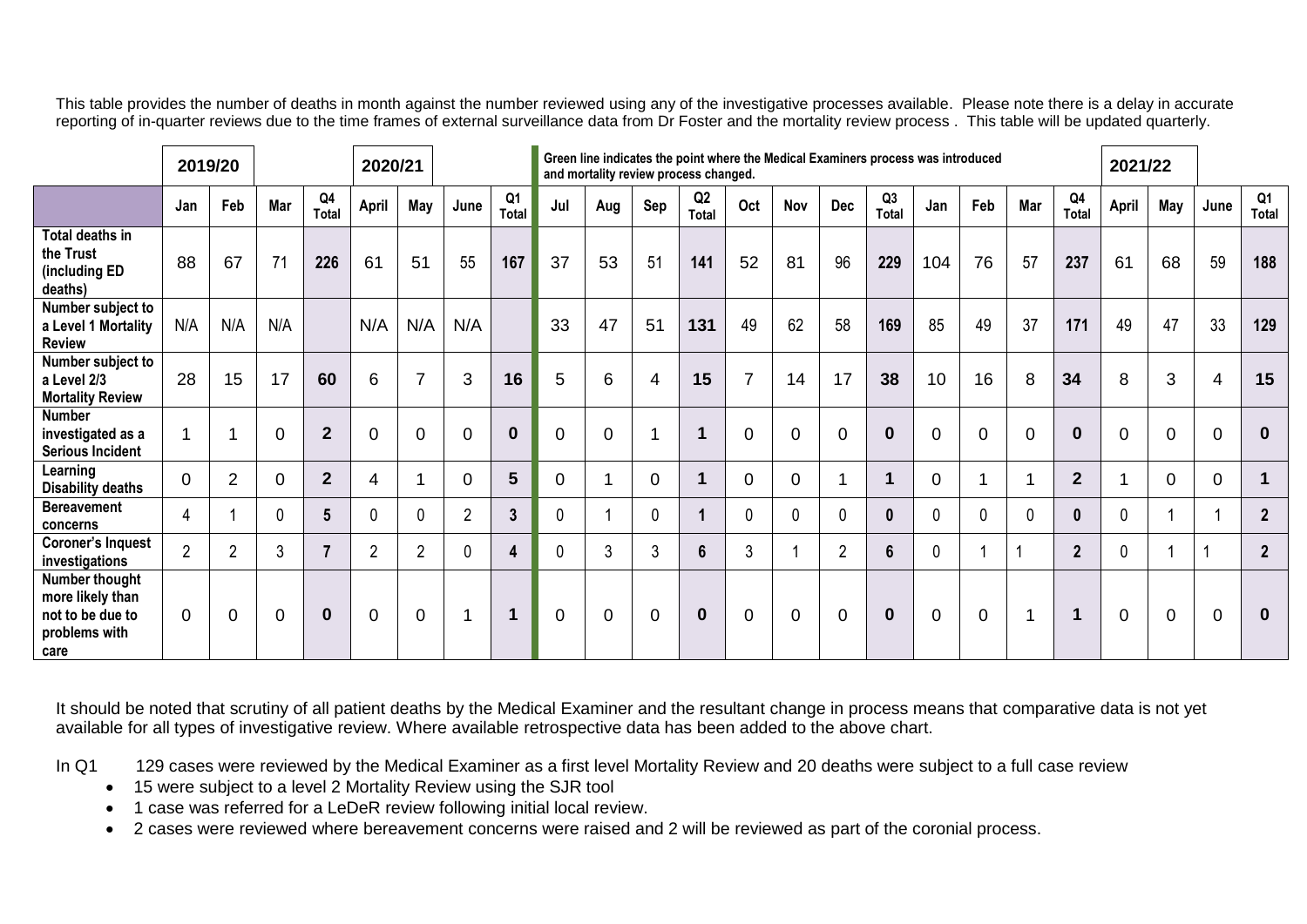This table provides the number of deaths in month against the number reviewed using any of the investigative processes available. Please note there is a delay in accurate reporting of in-quarter reviews due to the time frames of external surveillance data from Dr Foster and the mortality review process . This table will be updated quarterly.

| | 2019/20 | | | | 2020/21 | | | | Green line indicates the point where the Medical Examiners process was introduced and mortality review process changed. | | | | | | | | | | | | 2021/22 | | | |
|---|---|---|---|---|---|---|---|---|---|---|---|---|---|---|---|---|---|---|---|---|---|---|---|---|
| | Jan | Feb | Mar | Q4 Total | April | May | June | Q1 Total | Jul | Aug | Sep | Q2 Total | Oct | Nov | Dec | Q3 Total | Jan | Feb | Mar | Q4 Total | April | May | June | Q1 Total |
| Total deaths in the Trust (including ED deaths) | 88 | 67 | 71 | 226 | 61 | 51 | 55 | 167 | 37 | 53 | 51 | 141 | 52 | 81 | 96 | 229 | 104 | 76 | 57 | 237 | 61 | 68 | 59 | 188 |
| Number subject to a Level 1 Mortality Review | N/A | N/A | N/A | | N/A | N/A | N/A | | 33 | 47 | 51 | 131 | 49 | 62 | 58 | 169 | 85 | 49 | 37 | 171 | 49 | 47 | 33 | 129 |
| Number subject to a Level 2/3 Mortality Review | 28 | 15 | 17 | 60 | 6 | 7 | 3 | 16 | 5 | 6 | 4 | 15 | 7 | 14 | 17 | 38 | 10 | 16 | 8 | 34 | 8 | 3 | 4 | 15 |
| Number investigated as a Serious Incident | 1 | 1 | 0 | 2 | 0 | 0 | 0 | 0 | 0 | 0 | 1 | 1 | 0 | 0 | 0 | 0 | 0 | 0 | 0 | 0 | 0 | 0 | 0 | 0 |
| Learning Disability deaths | 0 | 2 | 0 | 2 | 4 | 1 | 0 | 5 | 0 | 1 | 0 | 1 | 0 | 0 | 1 | 1 | 0 | 1 | 1 | 2 | 1 | 0 | 0 | 1 |
| Bereavement concerns | 4 | 1 | 0 | 5 | 0 | 0 | 2 | 3 | 0 | 1 | 0 | 1 | 0 | 0 | 0 | 0 | 0 | 0 | 0 | 0 | 0 | 1 | 1 | 2 |
| Coroner's Inquest investigations | 2 | 2 | 3 | 7 | 2 | 2 | 0 | 4 | 0 | 3 | 3 | 6 | 3 | 1 | 2 | 6 | 0 | 1 | 1 | 2 | 0 | 1 | 1 | 2 |
| Number thought more likely than not to be due to problems with care | 0 | 0 | 0 | 0 | 0 | 0 | 1 | 1 | 0 | 0 | 0 | 0 | 0 | 0 | 0 | 0 | 0 | 0 | 1 | 1 | 0 | 0 | 0 | 0 |

It should be noted that scrutiny of all patient deaths by the Medical Examiner and the resultant change in process means that comparative data is not yet available for all types of investigative review. Where available retrospective data has been added to the above chart.

In Q1 129 cases were reviewed by the Medical Examiner as a first level Mortality Review and 20 deaths were subject to a full case review

- 15 were subject to a level 2 Mortality Review using the SJR tool
- 1 case was referred for a LeDeR review following initial local review.
- 2 cases were reviewed where bereavement concerns were raised and 2 will be reviewed as part of the coronial process.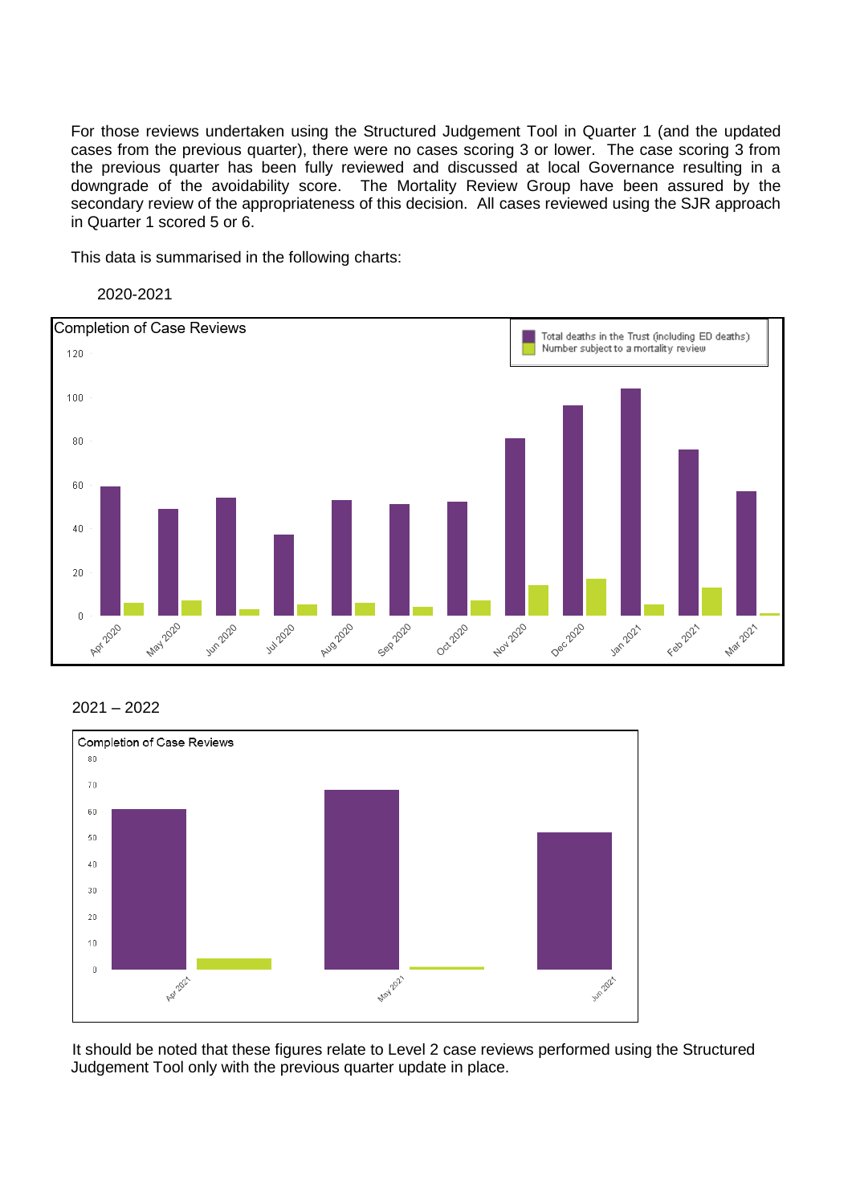For those reviews undertaken using the Structured Judgement Tool in Quarter 1 (and the updated cases from the previous quarter), there were no cases scoring 3 or lower. The case scoring 3 from the previous quarter has been fully reviewed and discussed at local Governance resulting in a downgrade of the avoidability score. The Mortality Review Group have been assured by the secondary review of the appropriateness of this decision. All cases reviewed using the SJR approach in Quarter 1 scored 5 or 6.

This data is summarised in the following charts:

2020-2021

Completion of Case Reviews

Total deaths in the Trust (including ED deaths)
Number subject to a mortality review

2021 – 2022

Completion of Case Reviews

It should be noted that these figures relate to Level 2 case reviews performed using the Structured Judgement Tool only with the previous quarter update in place.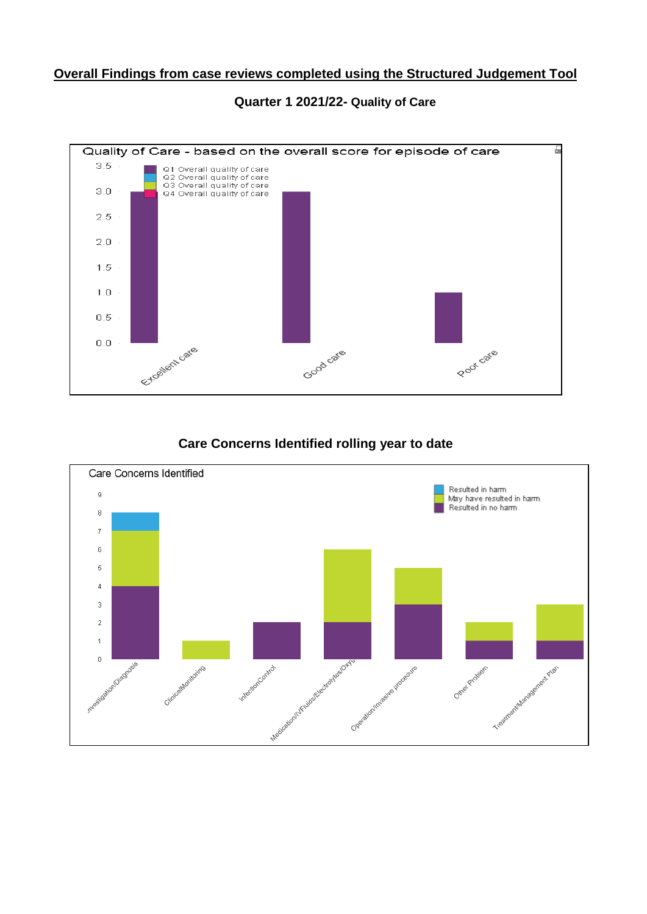## Overall Findings from case reviews completed using the Structured Judgement Tool

### Quarter 1 2021/22- Quality of Care

Quality of Care - based on the overall score for episode of care

| | Q1 Overall quality of care |
|---|---|
| Excellent care | 3.0 |
| Good care | 3.0 |
| Poor care | 1.0 |

### Care Concerns Identified rolling year to date

Care Concerns Identified

| | Resulted in no harm | May have resulted in harm | Resulted in harm |
|---|---|---|---|
| Investigation/Diagnosis | 4 | 3 | 1 |
| ClinicalMonitoring | | 1 | |
| InfectionControl | 2 | | |
| Medication/IVFluids/Electrolytes/Oxyg | 2 | 4 | |
| Operation/Invasive procedure | 3 | 2 | |
| Other Problem | 1 | 1 | |
| Treatment/Management Plan | 1 | 2 | |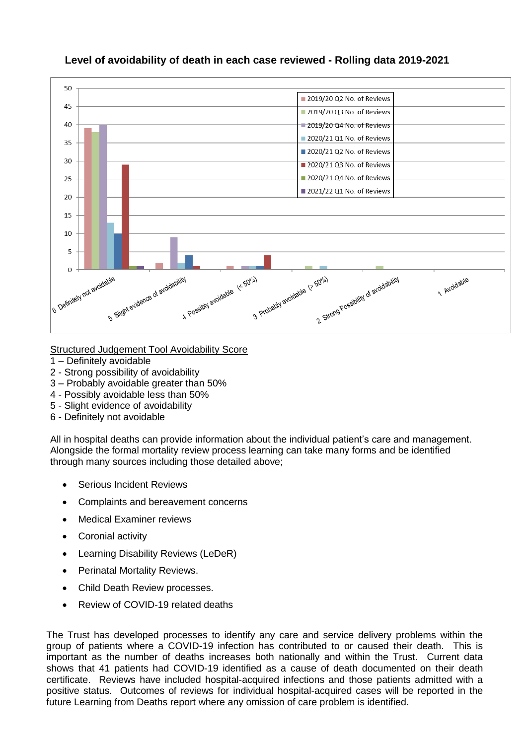**Level of avoidability of death in each case reviewed - Rolling data 2019-2021**

| Avoidability score | 2019/20 Q2 No. of Reviews | 2019/20 Q3 No. of Reviews | 2019/20 Q4 No. of Reviews | 2020/21 Q1 No. of Reviews | 2020/21 Q2 No. of Reviews | 2020/21 Q3 No. of Reviews | 2020/21 Q4 No. of Reviews | 2021/22 Q1 No. of Reviews |
|---|---|---|---|---|---|---|---|---|
| 6 Definitely not avoidable | 39 | 38 | 40 | 13 | 10 | 29 | 1 | 1 |
| 5 Slight evidence of avoidability | 2 | | 9 | 2 | 4 | 1 | | |
| 4 Possibly avoidable (< 50%) | 1 | | 1 | 1 | 1 | 4 | | |
| 3 Probably avoidable (> 50%) | | 1 | | 1 | | | | |
| 2 Strong Possibility of avoidability | | 1 | | | | | | |
| 1 Avoidable | | | | | | | | |

Structured Judgement Tool Avoidability Score

1 – Definitely avoidable
2 - Strong possibility of avoidability
3 – Probably avoidable greater than 50%
4 - Possibly avoidable less than 50%
5 - Slight evidence of avoidability
6 - Definitely not avoidable

All in hospital deaths can provide information about the individual patient's care and management. Alongside the formal mortality review process learning can take many forms and be identified through many sources including those detailed above;

- Serious Incident Reviews
- Complaints and bereavement concerns
- Medical Examiner reviews
- Coronial activity
- Learning Disability Reviews (LeDeR)
- Perinatal Mortality Reviews.
- Child Death Review processes.
- Review of COVID-19 related deaths

The Trust has developed processes to identify any care and service delivery problems within the group of patients where a COVID-19 infection has contributed to or caused their death. This is important as the number of deaths increases both nationally and within the Trust. Current data shows that 41 patients had COVID-19 identified as a cause of death documented on their death certificate. Reviews have included hospital-acquired infections and those patients admitted with a positive status. Outcomes of reviews for individual hospital-acquired cases will be reported in the future Learning from Deaths report where any omission of care problem is identified.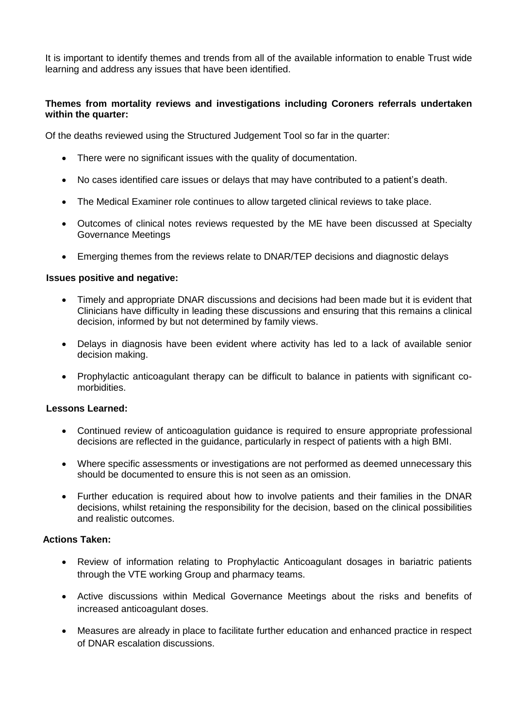It is important to identify themes and trends from all of the available information to enable Trust wide learning and address any issues that have been identified.

**Themes from mortality reviews and investigations including Coroners referrals undertaken within the quarter:**

Of the deaths reviewed using the Structured Judgement Tool so far in the quarter:

- There were no significant issues with the quality of documentation.
- No cases identified care issues or delays that may have contributed to a patient's death.
- The Medical Examiner role continues to allow targeted clinical reviews to take place.
- Outcomes of clinical notes reviews requested by the ME have been discussed at Specialty Governance Meetings
- Emerging themes from the reviews relate to DNAR/TEP decisions and diagnostic delays

**Issues positive and negative:**

- Timely and appropriate DNAR discussions and decisions had been made but it is evident that Clinicians have difficulty in leading these discussions and ensuring that this remains a clinical decision, informed by but not determined by family views.
- Delays in diagnosis have been evident where activity has led to a lack of available senior decision making.
- Prophylactic anticoagulant therapy can be difficult to balance in patients with significant co-morbidities.

**Lessons Learned:**

- Continued review of anticoagulation guidance is required to ensure appropriate professional decisions are reflected in the guidance, particularly in respect of patients with a high BMI.
- Where specific assessments or investigations are not performed as deemed unnecessary this should be documented to ensure this is not seen as an omission.
- Further education is required about how to involve patients and their families in the DNAR decisions, whilst retaining the responsibility for the decision, based on the clinical possibilities and realistic outcomes.

**Actions Taken:**

- Review of information relating to Prophylactic Anticoagulant dosages in bariatric patients through the VTE working Group and pharmacy teams.
- Active discussions within Medical Governance Meetings about the risks and benefits of increased anticoagulant doses.
- Measures are already in place to facilitate further education and enhanced practice in respect of DNAR escalation discussions.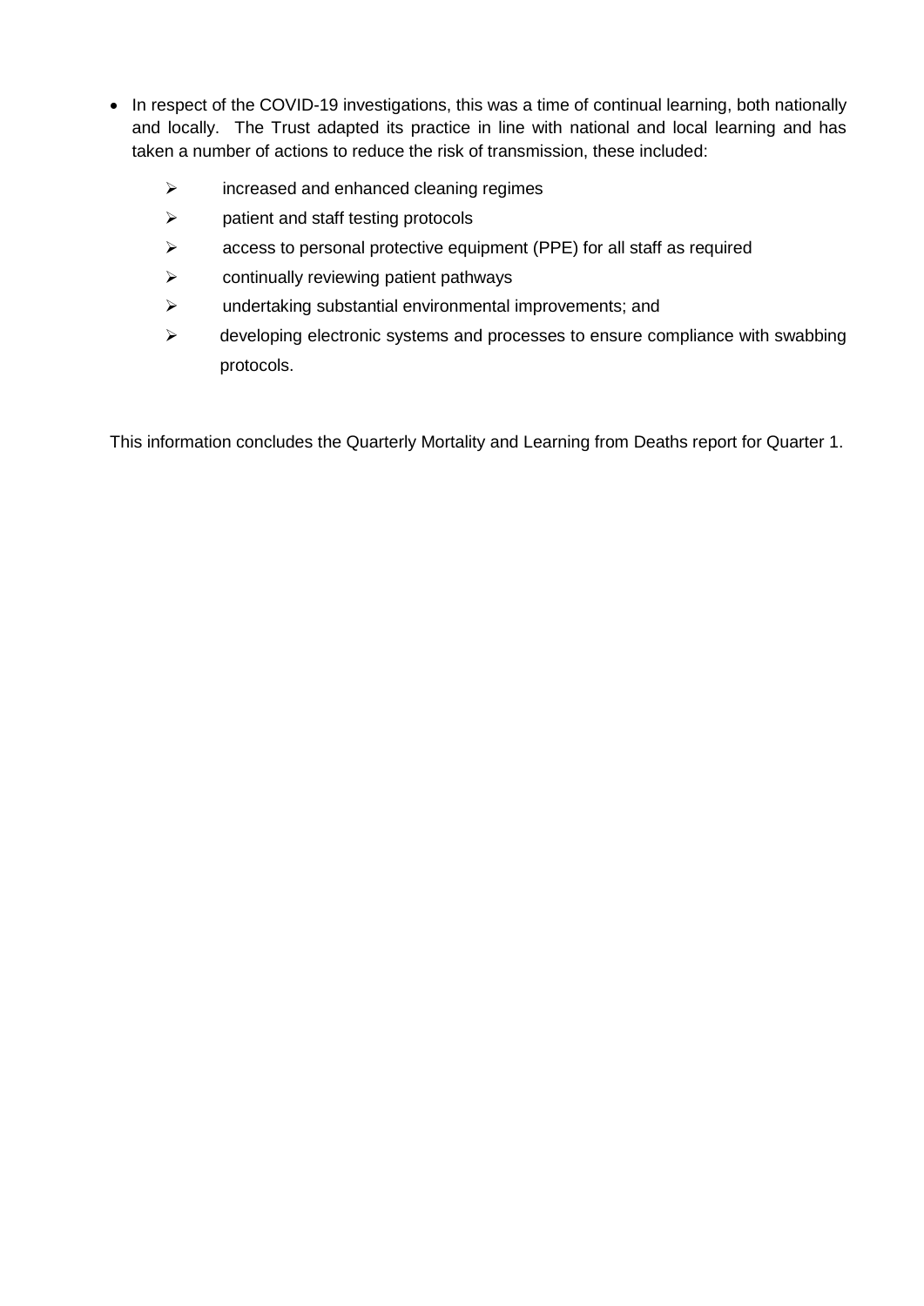- In respect of the COVID-19 investigations, this was a time of continual learning, both nationally and locally. The Trust adapted its practice in line with national and local learning and has taken a number of actions to reduce the risk of transmission, these included:
  - increased and enhanced cleaning regimes
  - patient and staff testing protocols
  - access to personal protective equipment (PPE) for all staff as required
  - continually reviewing patient pathways
  - undertaking substantial environmental improvements; and
  - developing electronic systems and processes to ensure compliance with swabbing protocols.

This information concludes the Quarterly Mortality and Learning from Deaths report for Quarter 1.